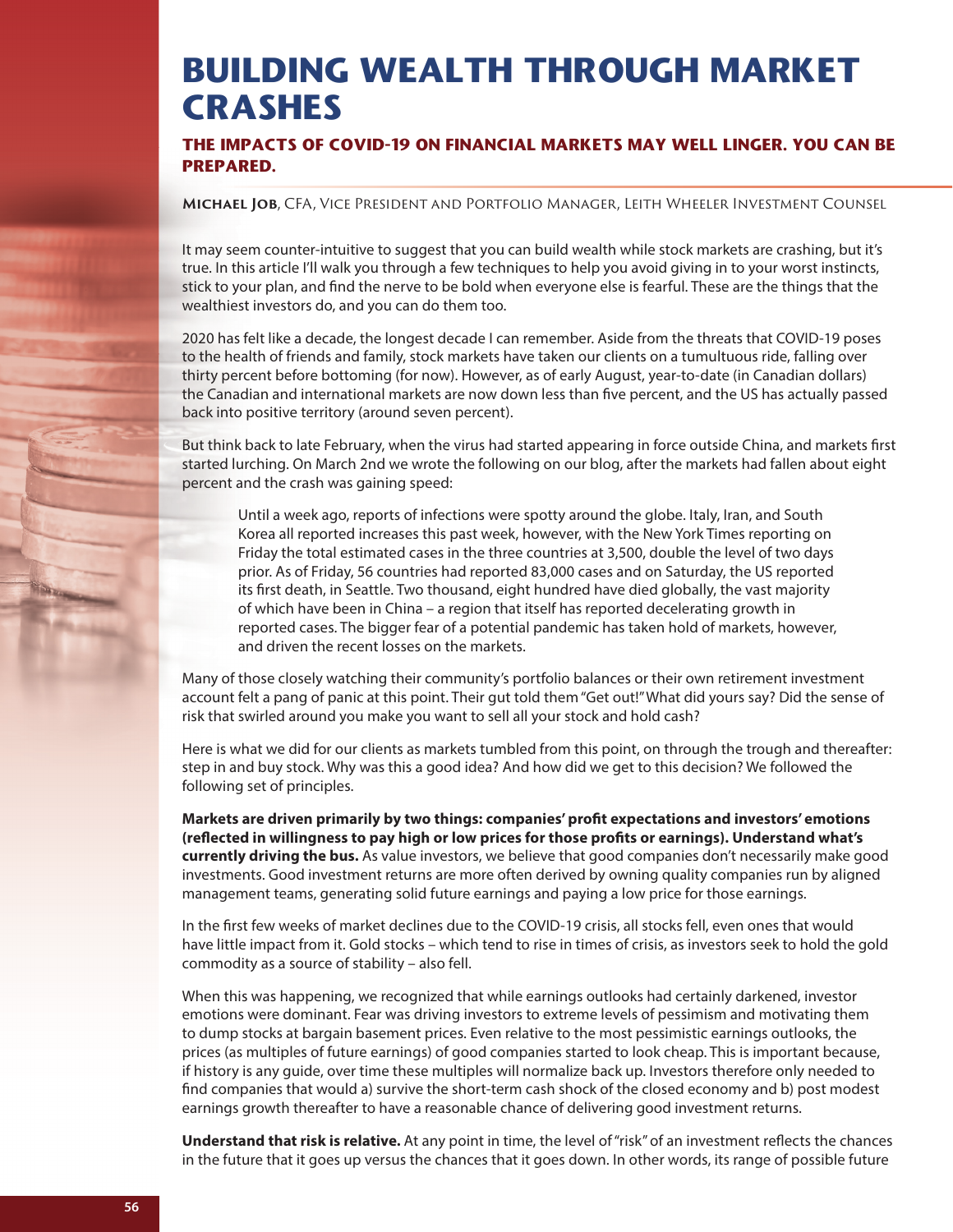# BUILDING WEALTH THROUGH MARKET CRASHES

## THE IMPACTS OF COVID-19 ON FINANCIAL MARKETS MAY WELL LINGER. YOU CAN BE PREPARED.

**Michael Job**, CFA, Vice President and Portfolio Manager, Leith Wheeler Investment Counsel

It may seem counter-intuitive to suggest that you can build wealth while stock markets are crashing, but it's true. In this article I'll walk you through a few techniques to help you avoid giving in to your worst instincts, stick to your plan, and find the nerve to be bold when everyone else is fearful. These are the things that the wealthiest investors do, and you can do them too.

2020 has felt like a decade, the longest decade I can remember. Aside from the threats that COVID-19 poses to the health of friends and family, stock markets have taken our clients on a tumultuous ride, falling over thirty percent before bottoming (for now). However, as of early August, year-to-date (in Canadian dollars) the Canadian and international markets are now down less than five percent, and the US has actually passed back into positive territory (around seven percent).

But think back to late February, when the virus had started appearing in force outside China, and markets first started lurching. On March 2nd we wrote the following on our blog, after the markets had fallen about eight percent and the crash was gaining speed:

> Until a week ago, reports of infections were spotty around the globe. Italy, Iran, and South Korea all reported increases this past week, however, with the New York Times reporting on Friday the total estimated cases in the three countries at 3,500, double the level of two days prior. As of Friday, 56 countries had reported 83,000 cases and on Saturday, the US reported its first death, in Seattle. Two thousand, eight hundred have died globally, the vast majority of which have been in China – a region that itself has reported decelerating growth in reported cases. The bigger fear of a potential pandemic has taken hold of markets, however, and driven the recent losses on the markets.

Many of those closely watching their community's portfolio balances or their own retirement investment account felt a pang of panic at this point. Their gut told them "Get out!" What did yours say? Did the sense of risk that swirled around you make you want to sell all your stock and hold cash?

Here is what we did for our clients as markets tumbled from this point, on through the trough and thereafter: step in and buy stock. Why was this a good idea? And how did we get to this decision? We followed the following set of principles.

**Markets are driven primarily by two things: companies' profit expectations and investors' emotions (reflected in willingness to pay high or low prices for those profits or earnings). Understand what's currently driving the bus.** As value investors, we believe that good companies don't necessarily make good investments. Good investment returns are more often derived by owning quality companies run by aligned management teams, generating solid future earnings and paying a low price for those earnings.

In the first few weeks of market declines due to the COVID-19 crisis, all stocks fell, even ones that would have little impact from it. Gold stocks – which tend to rise in times of crisis, as investors seek to hold the gold commodity as a source of stability – also fell.

When this was happening, we recognized that while earnings outlooks had certainly darkened, investor emotions were dominant. Fear was driving investors to extreme levels of pessimism and motivating them to dump stocks at bargain basement prices. Even relative to the most pessimistic earnings outlooks, the prices (as multiples of future earnings) of good companies started to look cheap. This is important because, if history is any guide, over time these multiples will normalize back up. Investors therefore only needed to find companies that would a) survive the short-term cash shock of the closed economy and b) post modest earnings growth thereafter to have a reasonable chance of delivering good investment returns.

**Understand that risk is relative.** At any point in time, the level of "risk" of an investment reflects the chances in the future that it goes up versus the chances that it goes down. In other words, its range of possible future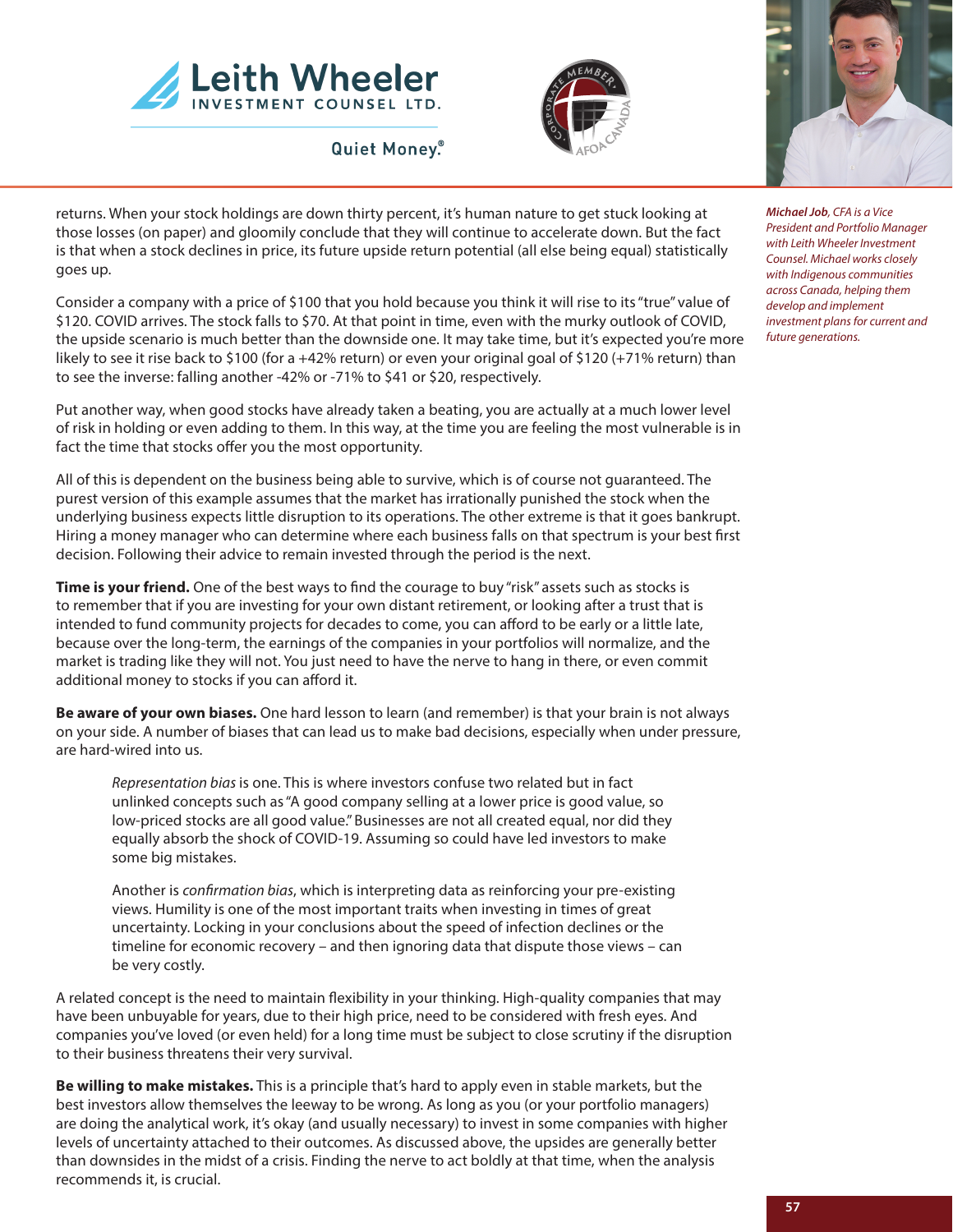returns. When your stock holdings are down thirty percent, it's human nature to get stuck looking at those losses (on paper) and gloomily conclude that they will continue to accelerate down. But the fact is that when a stock declines in price, its future upside return potential (all else being equal) statistically goes up.

Consider a company with a price of $100 that you hold because you think it will rise to its "true" value of $120. COVID arrives. The stock falls to $70. At that point in time, even with the murky outlook of COVID, the upside scenario is much better than the downside one. It may take time, but it's expected you're more likely to see it rise back to $100 (for a +42% return) or even your original goal of $120 (+71% return) than to see the inverse: falling another -42% or -71% to $41 or $20, respectively.

Put another way, when good stocks have already taken a beating, you are actually at a much lower level of risk in holding or even adding to them. In this way, at the time you are feeling the most vulnerable is in fact the time that stocks offer you the most opportunity.

All of this is dependent on the business being able to survive, which is of course not guaranteed. The purest version of this example assumes that the market has irrationally punished the stock when the underlying business expects little disruption to its operations. The other extreme is that it goes bankrupt. Hiring a money manager who can determine where each business falls on that spectrum is your best first decision. Following their advice to remain invested through the period is the next.

**Time is your friend.** One of the best ways to find the courage to buy "risk" assets such as stocks is to remember that if you are investing for your own distant retirement, or looking after a trust that is intended to fund community projects for decades to come, you can afford to be early or a little late, because over the long-term, the earnings of the companies in your portfolios will normalize, and the market is trading like they will not. You just need to have the nerve to hang in there, or even commit additional money to stocks if you can afford it.

**Be aware of your own biases.** One hard lesson to learn (and remember) is that your brain is not always on your side. A number of biases that can lead us to make bad decisions, especially when under pressure, are hard-wired into us.

> *Representation bias* is one. This is where investors confuse two related but in fact unlinked concepts such as "A good company selling at a lower price is good value, so low-priced stocks are all good value." Businesses are not all created equal, nor did they equally absorb the shock of COVID-19. Assuming so could have led investors to make some big mistakes.
>
> Another is *confirmation bias*, which is interpreting data as reinforcing your pre-existing views. Humility is one of the most important traits when investing in times of great uncertainty. Locking in your conclusions about the speed of infection declines or the timeline for economic recovery – and then ignoring data that dispute those views – can be very costly.

A related concept is the need to maintain flexibility in your thinking. High-quality companies that may have been unbuyable for years, due to their high price, need to be considered with fresh eyes. And companies you've loved (or even held) for a long time must be subject to close scrutiny if the disruption to their business threatens their very survival.

**Be willing to make mistakes.** This is a principle that's hard to apply even in stable markets, but the best investors allow themselves the leeway to be wrong. As long as you (or your portfolio managers) are doing the analytical work, it's okay (and usually necessary) to invest in some companies with higher levels of uncertainty attached to their outcomes. As discussed above, the upsides are generally better than downsides in the midst of a crisis. Finding the nerve to act boldly at that time, when the analysis recommends it, is crucial.

***Michael Job**, CFA is a Vice President and Portfolio Manager with Leith Wheeler Investment Counsel. Michael works closely with Indigenous communities across Canada, helping them develop and implement investment plans for current and future generations.*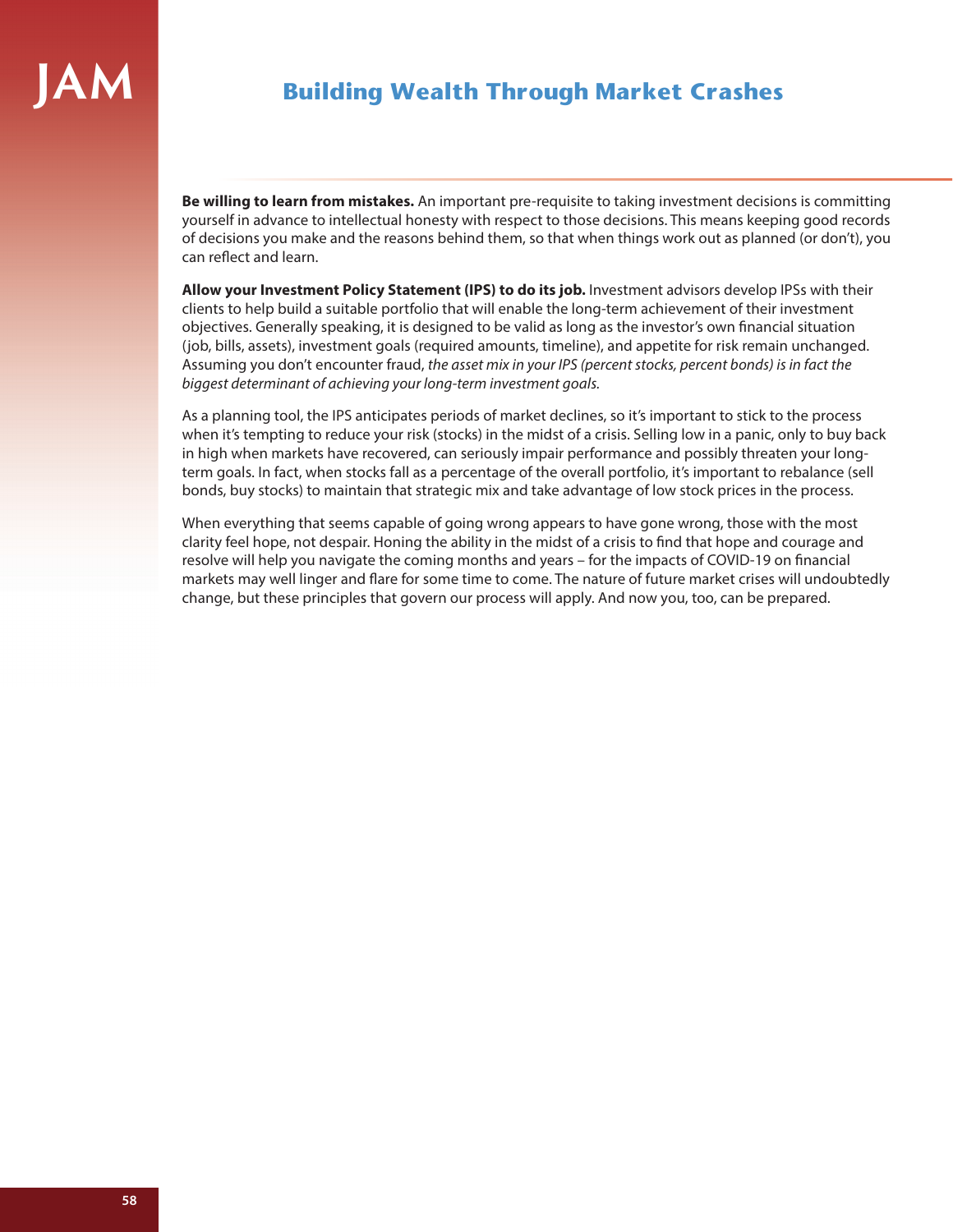**Be willing to learn from mistakes.** An important pre-requisite to taking investment decisions is committing yourself in advance to intellectual honesty with respect to those decisions. This means keeping good records of decisions you make and the reasons behind them, so that when things work out as planned (or don't), you can reflect and learn.

**Allow your Investment Policy Statement (IPS) to do its job.** Investment advisors develop IPSs with their clients to help build a suitable portfolio that will enable the long-term achievement of their investment objectives. Generally speaking, it is designed to be valid as long as the investor's own financial situation (job, bills, assets), investment goals (required amounts, timeline), and appetite for risk remain unchanged. Assuming you don't encounter fraud, *the asset mix in your IPS (percent stocks, percent bonds) is in fact the biggest determinant of achieving your long-term investment goals.*

As a planning tool, the IPS anticipates periods of market declines, so it's important to stick to the process when it's tempting to reduce your risk (stocks) in the midst of a crisis. Selling low in a panic, only to buy back in high when markets have recovered, can seriously impair performance and possibly threaten your long-term goals. In fact, when stocks fall as a percentage of the overall portfolio, it's important to rebalance (sell bonds, buy stocks) to maintain that strategic mix and take advantage of low stock prices in the process.

When everything that seems capable of going wrong appears to have gone wrong, those with the most clarity feel hope, not despair. Honing the ability in the midst of a crisis to find that hope and courage and resolve will help you navigate the coming months and years – for the impacts of COVID-19 on financial markets may well linger and flare for some time to come. The nature of future market crises will undoubtedly change, but these principles that govern our process will apply. And now you, too, can be prepared.